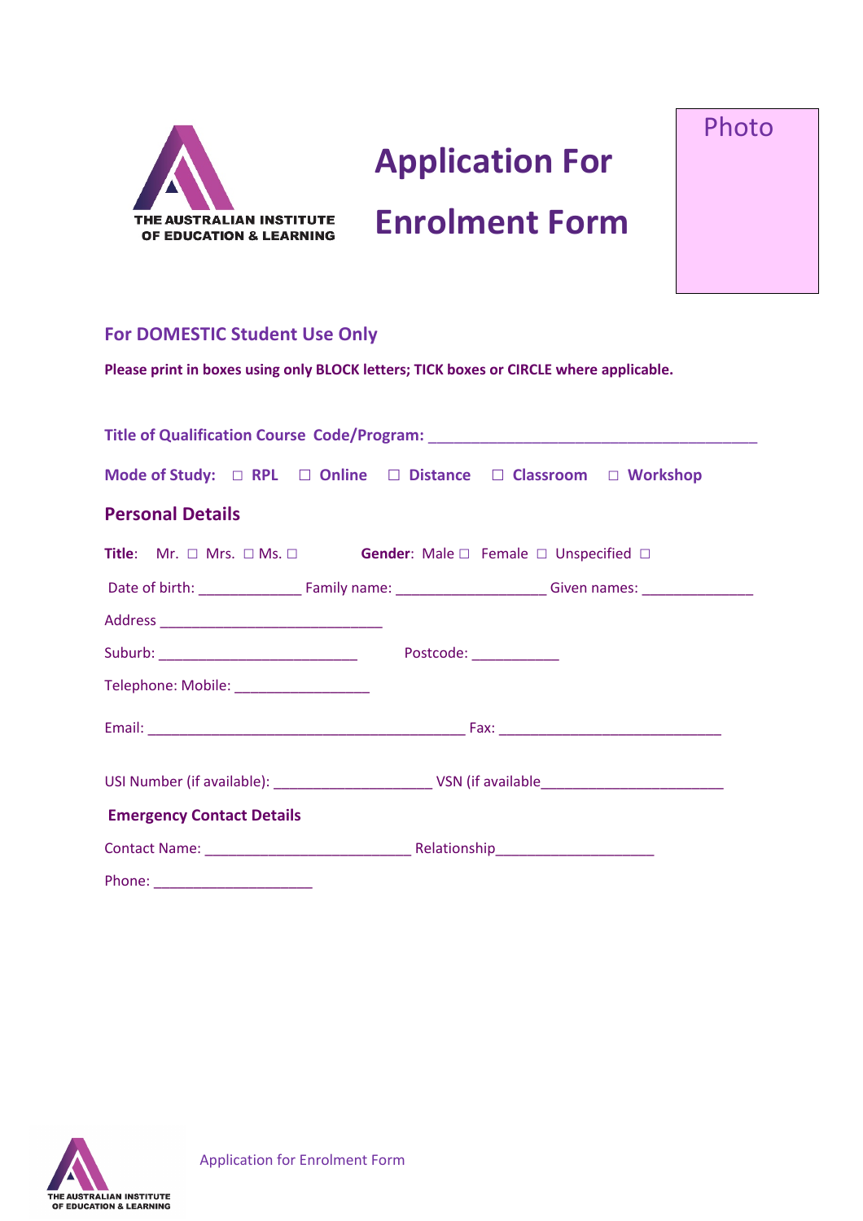THE AUSTRALIAN INSTITUTE OF EDUCATION & LEARNING

# Application For Enrolment Form

Photo

## For DOMESTIC Student Use Only

**Please print in boxes using only BLOCK letters; TICK boxes or CIRCLE where applicable.**

**Title of Qualification Course Code/Program:** ________________________________________

**Mode of Study:** ☐ **RPL** ☐ **Online** ☐ **Distance** ☐ **Classroom** ☐ **Workshop**

## Personal Details

**Title**: Mr. ☐ Mrs. ☐ Ms. ☐ **Gender**: Male ☐ Female ☐ Unspecified ☐

Date of birth: _____________ Family name: ___________________ Given names: ______________

Address _____________________________

Suburb: __________________________ Postcode: ___________

Telephone: Mobile: _________________

Email: _________________________________________ Fax: ____________________________

USI Number (if available): ____________________ VSN (if available________________________

**Emergency Contact Details**

Contact Name: ___________________________ Relationship____________________

Phone: ____________________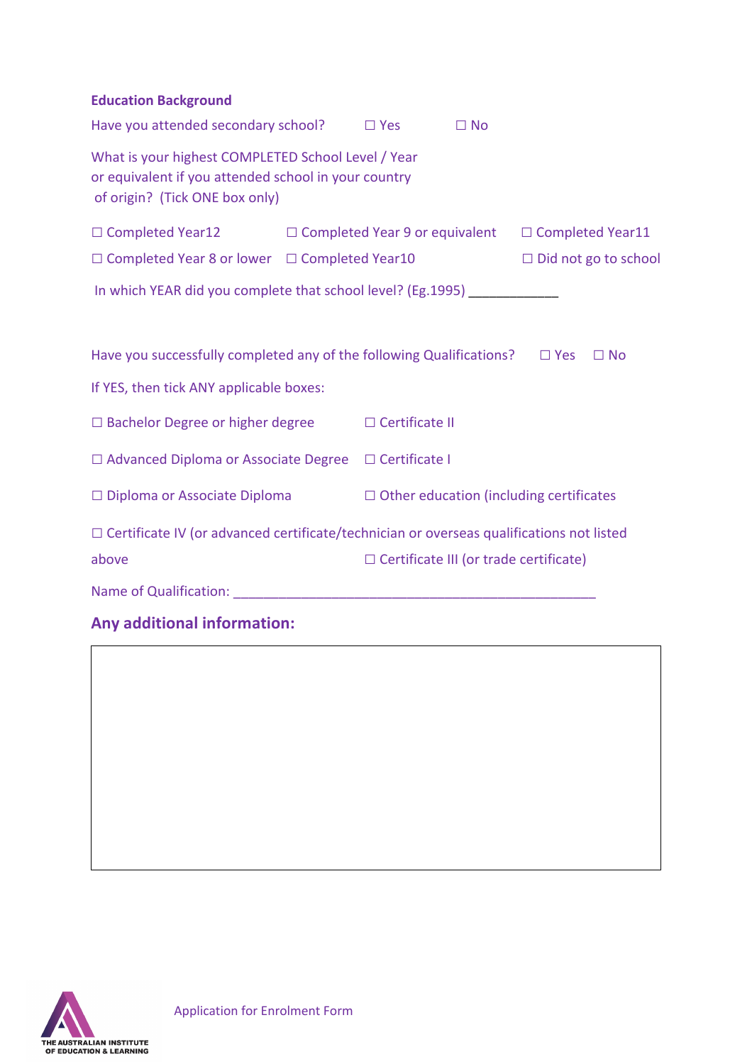**Education Background**

Have you attended secondary school? ☐ Yes ☐ No

What is your highest COMPLETED School Level / Year or equivalent if you attended school in your country of origin? (Tick ONE box only)

☐ Completed Year12 ☐ Completed Year 9 or equivalent ☐ Completed Year11

☐ Completed Year 8 or lower ☐ Completed Year10 ☐ Did not go to school

In which YEAR did you complete that school level? (Eg.1995) ____________

Have you successfully completed any of the following Qualifications? ☐ Yes ☐ No

If YES, then tick ANY applicable boxes:

☐ Bachelor Degree or higher degree ☐ Certificate II

☐ Advanced Diploma or Associate Degree ☐ Certificate I

☐ Diploma or Associate Diploma ☐ Other education (including certificates

☐ Certificate IV (or advanced certificate/technician or overseas qualifications not listed above

☐ Certificate III (or trade certificate)

Name of Qualification: ________________________________________________

## Any additional information: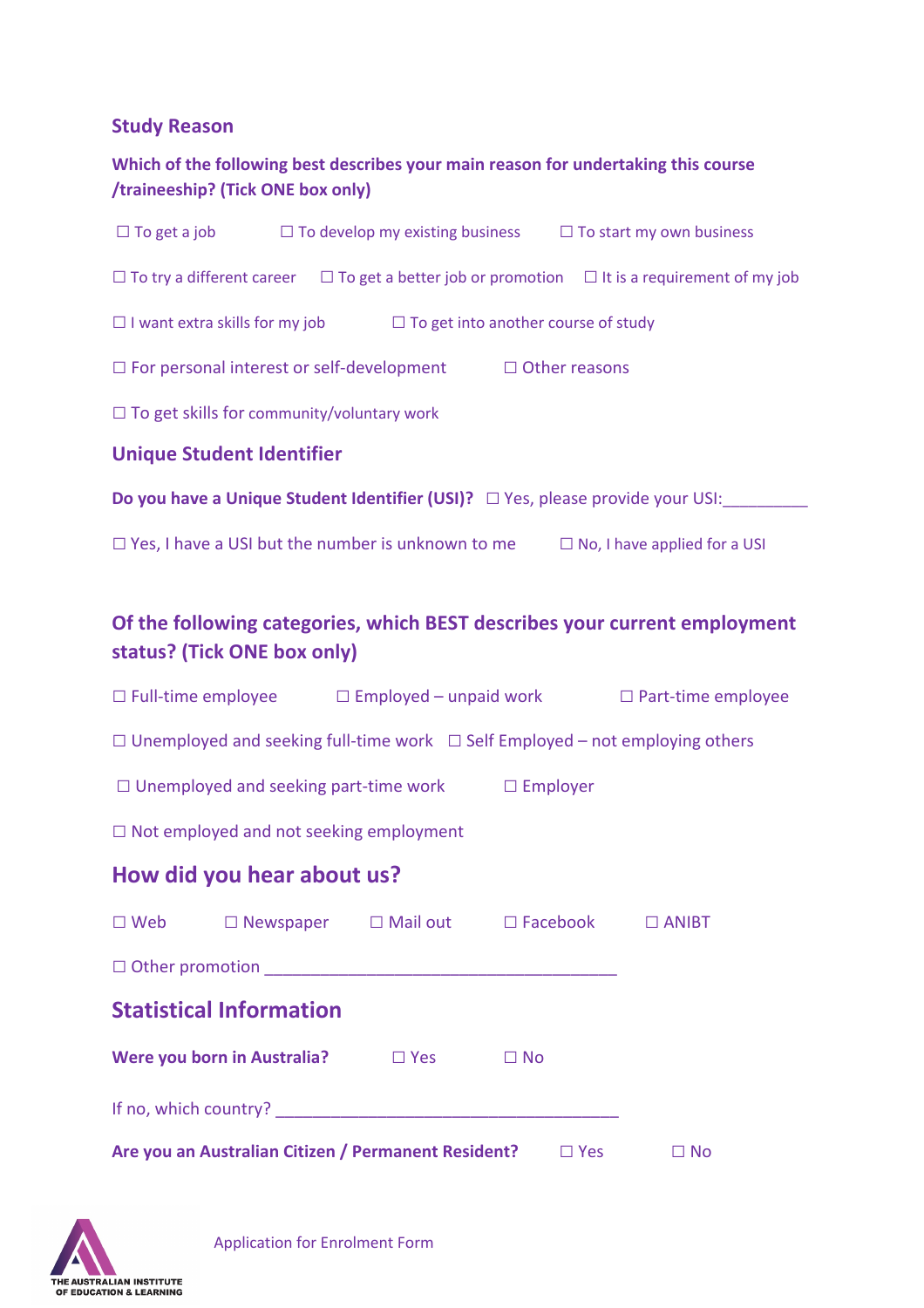## Study Reason

**Which of the following best describes your main reason for undertaking this course /traineeship? (Tick ONE box only)**

☐ To get a job ☐ To develop my existing business ☐ To start my own business

☐ To try a different career ☐ To get a better job or promotion ☐ It is a requirement of my job

☐ I want extra skills for my job ☐ To get into another course of study

☐ For personal interest or self-development ☐ Other reasons

☐ To get skills for community/voluntary work

## Unique Student Identifier

**Do you have a Unique Student Identifier (USI)?** ☐ Yes, please provide your USI:_________

☐ Yes, I have a USI but the number is unknown to me ☐ No, I have applied for a USI

**Of the following categories, which BEST describes your current employment status? (Tick ONE box only)**

☐ Full-time employee ☐ Employed – unpaid work ☐ Part-time employee

☐ Unemployed and seeking full-time work ☐ Self Employed – not employing others

☐ Unemployed and seeking part-time work ☐ Employer

☐ Not employed and not seeking employment

## How did you hear about us?

☐ Web ☐ Newspaper ☐ Mail out ☐ Facebook ☐ ANIBT

☐ Other promotion ________________________________________

## Statistical Information

**Were you born in Australia?** ☐ Yes ☐ No

If no, which country? ________________________________________

**Are you an Australian Citizen / Permanent Resident?** ☐ Yes ☐ No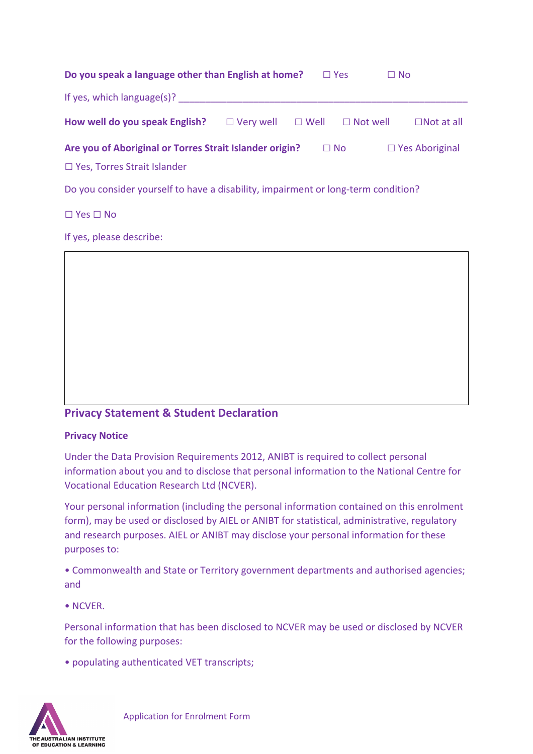**Do you speak a language other than English at home?** ☐ Yes ☐ No

If yes, which language(s)? ___________________________________________________________

**How well do you speak English?** ☐ Very well ☐ Well ☐ Not well ☐Not at all

**Are you of Aboriginal or Torres Strait Islander origin?** ☐ No ☐ Yes Aboriginal

☐ Yes, Torres Strait Islander

Do you consider yourself to have a disability, impairment or long-term condition?

☐ Yes ☐ No

If yes, please describe:

| |
|---|
| |

## Privacy Statement & Student Declaration

### Privacy Notice

Under the Data Provision Requirements 2012, ANIBT is required to collect personal information about you and to disclose that personal information to the National Centre for Vocational Education Research Ltd (NCVER).

Your personal information (including the personal information contained on this enrolment form), may be used or disclosed by AIEL or ANIBT for statistical, administrative, regulatory and research purposes. AIEL or ANIBT may disclose your personal information for these purposes to:

• Commonwealth and State or Territory government departments and authorised agencies; and

• NCVER.

Personal information that has been disclosed to NCVER may be used or disclosed by NCVER for the following purposes:

• populating authenticated VET transcripts;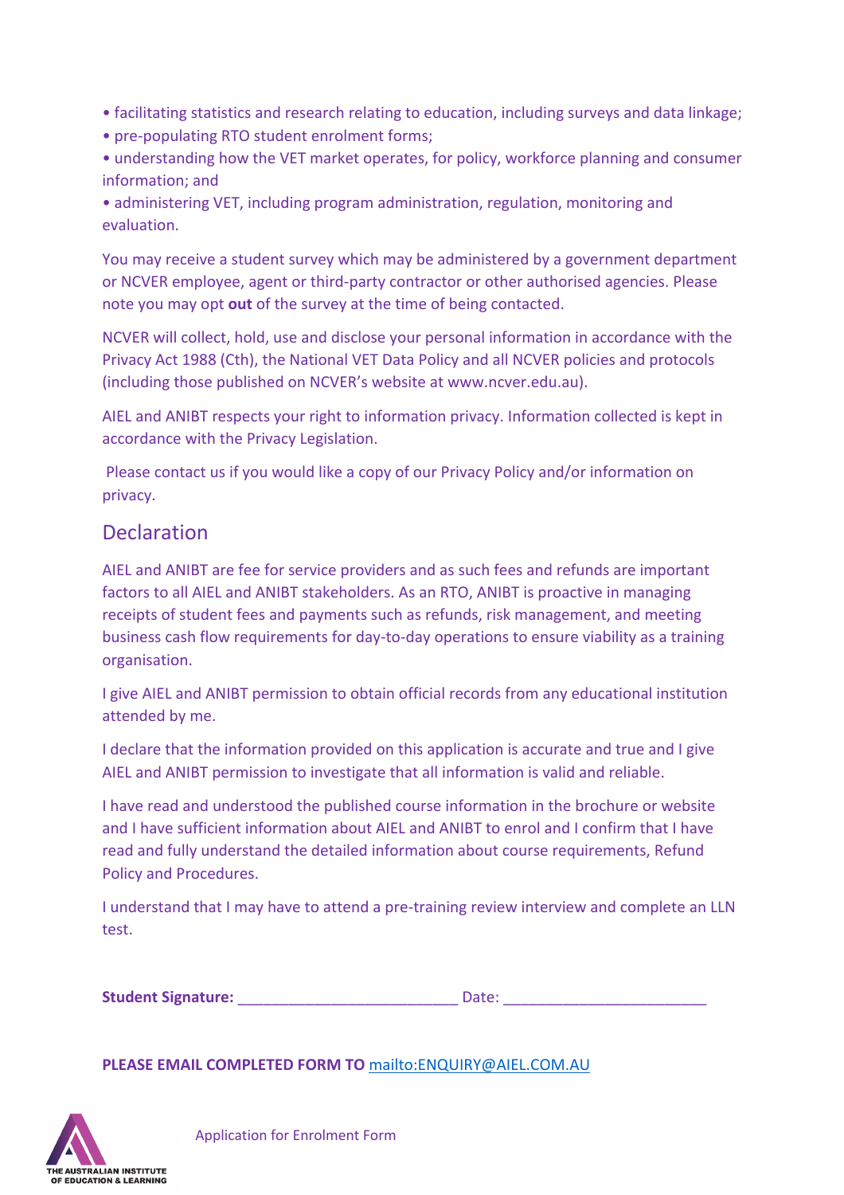- facilitating statistics and research relating to education, including surveys and data linkage;
- pre-populating RTO student enrolment forms;
- understanding how the VET market operates, for policy, workforce planning and consumer information; and
- administering VET, including program administration, regulation, monitoring and evaluation.

You may receive a student survey which may be administered by a government department or NCVER employee, agent or third-party contractor or other authorised agencies. Please note you may opt **out** of the survey at the time of being contacted.

NCVER will collect, hold, use and disclose your personal information in accordance with the Privacy Act 1988 (Cth), the National VET Data Policy and all NCVER policies and protocols (including those published on NCVER's website at www.ncver.edu.au).

AIEL and ANIBT respects your right to information privacy. Information collected is kept in accordance with the Privacy Legislation.

Please contact us if you would like a copy of our Privacy Policy and/or information on privacy.

## Declaration

AIEL and ANIBT are fee for service providers and as such fees and refunds are important factors to all AIEL and ANIBT stakeholders. As an RTO, ANIBT is proactive in managing receipts of student fees and payments such as refunds, risk management, and meeting business cash flow requirements for day-to-day operations to ensure viability as a training organisation.

I give AIEL and ANIBT permission to obtain official records from any educational institution attended by me.

I declare that the information provided on this application is accurate and true and I give AIEL and ANIBT permission to investigate that all information is valid and reliable.

I have read and understood the published course information in the brochure or website and I have sufficient information about AIEL and ANIBT to enrol and I confirm that I have read and fully understand the detailed information about course requirements, Refund Policy and Procedures.

I understand that I may have to attend a pre-training review interview and complete an LLN test.

**Student Signature:** ___________________________ Date: _________________________

**PLEASE EMAIL COMPLETED FORM TO** mailto:ENQUIRY@AIEL.COM.AU